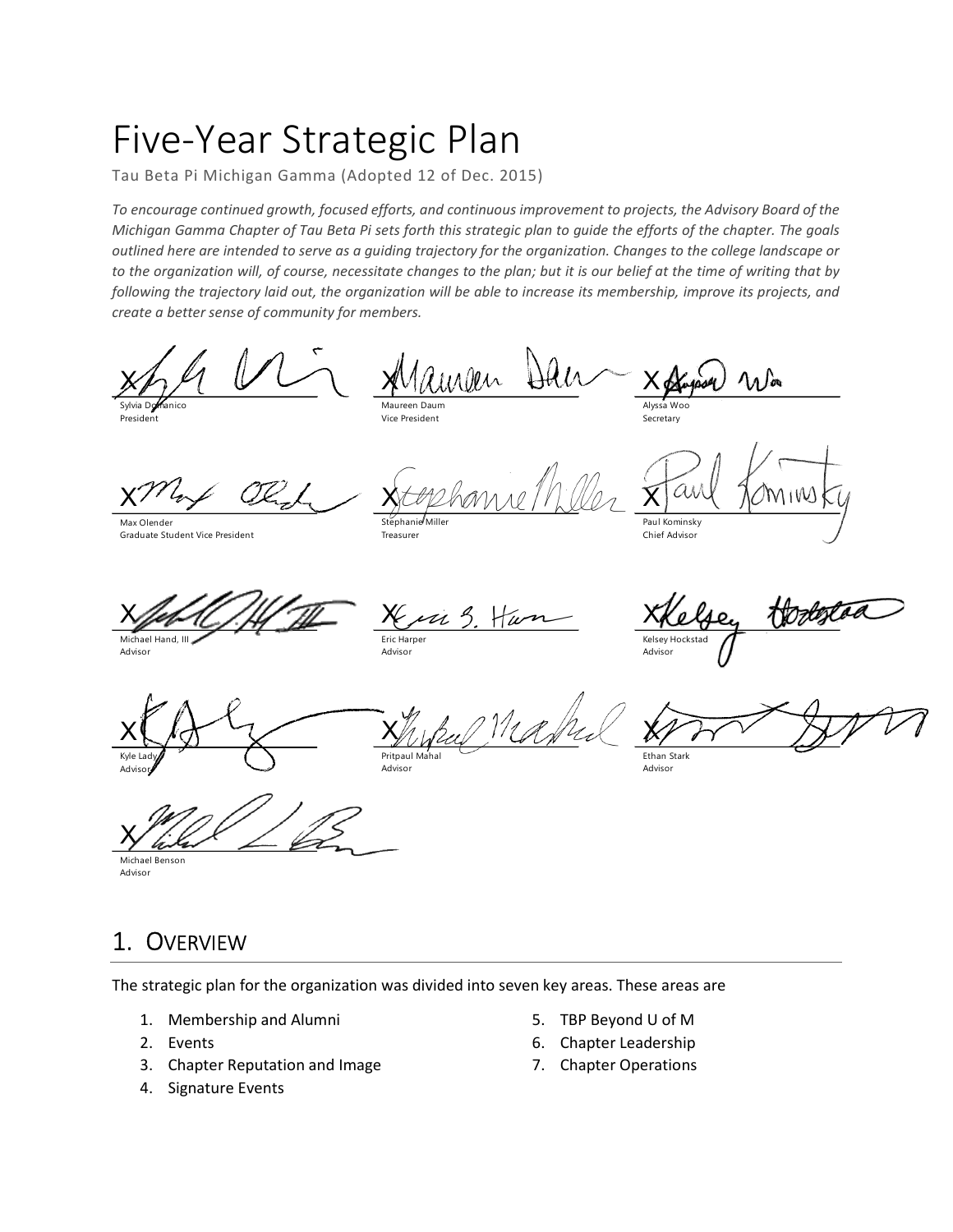# Five-Year Strategic Plan

Tau Beta Pi Michigan Gamma (Adopted 12 of Dec. 2015)

*To encourage continued growth, focused efforts, and continuous improvement to projects, the Advisory Board of the Michigan Gamma Chapter of Tau Beta Pi sets forth this strategic plan to guide the efforts of the chapter. The goals outlined here are intended to serve as a guiding trajectory for the organization. Changes to the college landscape or to the organization will, of course, necessitate changes to the plan; but it is our belief at the time of writing that by following the trajectory laid out, the organization will be able to increase its membership, improve its projects, and create a better sense of community for members.*

| | | |
|---|---|---|
| X<br>Sylvia Domanico<br>President | X<br>Maureen Daum<br>Vice President | X<br>Alyssa Woo<br>Secretary |
| X<br>Max Olender<br>Graduate Student Vice President | X<br>Stephanie Miller<br>Treasurer | X<br>Paul Kominsky<br>Chief Advisor |
| X<br>Michael Hand, III<br>Advisor | X<br>Eric Harper<br>Advisor | X<br>Kelsey Hockstad<br>Advisor |
| X<br>Kyle Lady<br>Advisor | X<br>Pritpaul Mahal<br>Advisor | X<br>Ethan Stark<br>Advisor |
| X<br>Michael Benson<br>Advisor | | |

## 1. Overview

The strategic plan for the organization was divided into seven key areas. These areas are

1. Membership and Alumni
2. Events
3. Chapter Reputation and Image
4. Signature Events
5. TBP Beyond U of M
6. Chapter Leadership
7. Chapter Operations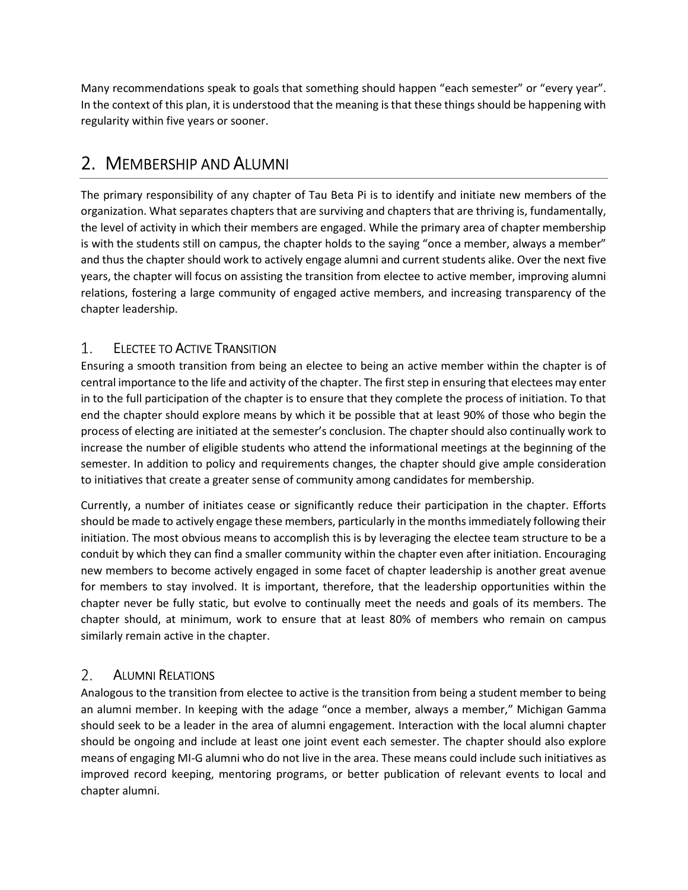Many recommendations speak to goals that something should happen "each semester" or "every year". In the context of this plan, it is understood that the meaning is that these things should be happening with regularity within five years or sooner.

## 2. Membership and Alumni

The primary responsibility of any chapter of Tau Beta Pi is to identify and initiate new members of the organization. What separates chapters that are surviving and chapters that are thriving is, fundamentally, the level of activity in which their members are engaged. While the primary area of chapter membership is with the students still on campus, the chapter holds to the saying "once a member, always a member" and thus the chapter should work to actively engage alumni and current students alike. Over the next five years, the chapter will focus on assisting the transition from electee to active member, improving alumni relations, fostering a large community of engaged active members, and increasing transparency of the chapter leadership.

### 1. Electee to Active Transition

Ensuring a smooth transition from being an electee to being an active member within the chapter is of central importance to the life and activity of the chapter. The first step in ensuring that electees may enter in to the full participation of the chapter is to ensure that they complete the process of initiation. To that end the chapter should explore means by which it be possible that at least 90% of those who begin the process of electing are initiated at the semester's conclusion. The chapter should also continually work to increase the number of eligible students who attend the informational meetings at the beginning of the semester. In addition to policy and requirements changes, the chapter should give ample consideration to initiatives that create a greater sense of community among candidates for membership.

Currently, a number of initiates cease or significantly reduce their participation in the chapter. Efforts should be made to actively engage these members, particularly in the months immediately following their initiation. The most obvious means to accomplish this is by leveraging the electee team structure to be a conduit by which they can find a smaller community within the chapter even after initiation. Encouraging new members to become actively engaged in some facet of chapter leadership is another great avenue for members to stay involved. It is important, therefore, that the leadership opportunities within the chapter never be fully static, but evolve to continually meet the needs and goals of its members. The chapter should, at minimum, work to ensure that at least 80% of members who remain on campus similarly remain active in the chapter.

### 2. Alumni Relations

Analogous to the transition from electee to active is the transition from being a student member to being an alumni member. In keeping with the adage "once a member, always a member," Michigan Gamma should seek to be a leader in the area of alumni engagement. Interaction with the local alumni chapter should be ongoing and include at least one joint event each semester. The chapter should also explore means of engaging MI-G alumni who do not live in the area. These means could include such initiatives as improved record keeping, mentoring programs, or better publication of relevant events to local and chapter alumni.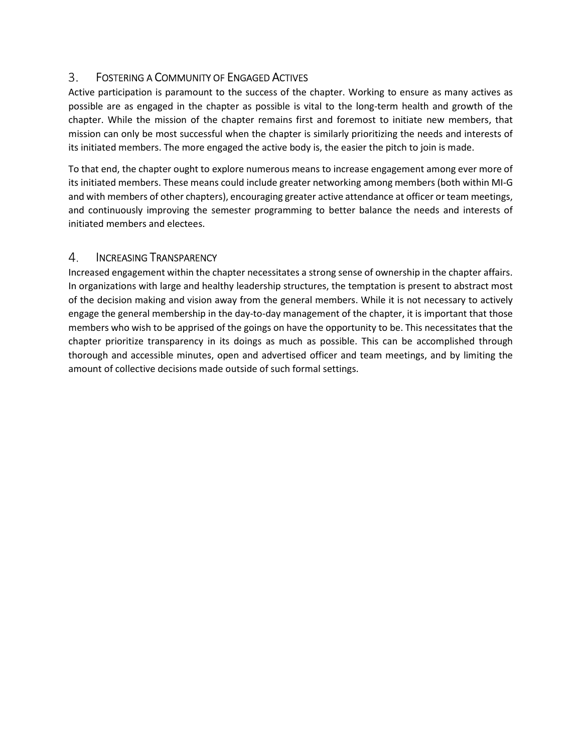## 3. Fostering a Community of Engaged Actives

Active participation is paramount to the success of the chapter. Working to ensure as many actives as possible are as engaged in the chapter as possible is vital to the long-term health and growth of the chapter. While the mission of the chapter remains first and foremost to initiate new members, that mission can only be most successful when the chapter is similarly prioritizing the needs and interests of its initiated members. The more engaged the active body is, the easier the pitch to join is made.

To that end, the chapter ought to explore numerous means to increase engagement among ever more of its initiated members. These means could include greater networking among members (both within MI-G and with members of other chapters), encouraging greater active attendance at officer or team meetings, and continuously improving the semester programming to better balance the needs and interests of initiated members and electees.

## 4. Increasing Transparency

Increased engagement within the chapter necessitates a strong sense of ownership in the chapter affairs. In organizations with large and healthy leadership structures, the temptation is present to abstract most of the decision making and vision away from the general members. While it is not necessary to actively engage the general membership in the day-to-day management of the chapter, it is important that those members who wish to be apprised of the goings on have the opportunity to be. This necessitates that the chapter prioritize transparency in its doings as much as possible. This can be accomplished through thorough and accessible minutes, open and advertised officer and team meetings, and by limiting the amount of collective decisions made outside of such formal settings.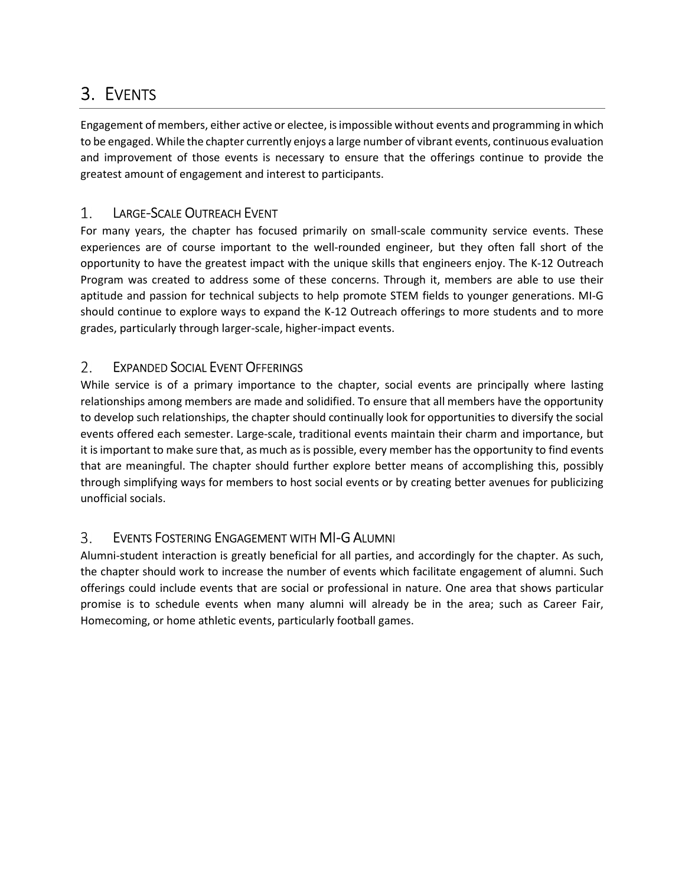# 3. Events

Engagement of members, either active or electee, is impossible without events and programming in which to be engaged. While the chapter currently enjoys a large number of vibrant events, continuous evaluation and improvement of those events is necessary to ensure that the offerings continue to provide the greatest amount of engagement and interest to participants.

## 1. Large-Scale Outreach Event

For many years, the chapter has focused primarily on small-scale community service events. These experiences are of course important to the well-rounded engineer, but they often fall short of the opportunity to have the greatest impact with the unique skills that engineers enjoy. The K-12 Outreach Program was created to address some of these concerns. Through it, members are able to use their aptitude and passion for technical subjects to help promote STEM fields to younger generations. MI-G should continue to explore ways to expand the K-12 Outreach offerings to more students and to more grades, particularly through larger-scale, higher-impact events.

## 2. Expanded Social Event Offerings

While service is of a primary importance to the chapter, social events are principally where lasting relationships among members are made and solidified. To ensure that all members have the opportunity to develop such relationships, the chapter should continually look for opportunities to diversify the social events offered each semester. Large-scale, traditional events maintain their charm and importance, but it is important to make sure that, as much as is possible, every member has the opportunity to find events that are meaningful. The chapter should further explore better means of accomplishing this, possibly through simplifying ways for members to host social events or by creating better avenues for publicizing unofficial socials.

## 3. Events Fostering Engagement with MI-G Alumni

Alumni-student interaction is greatly beneficial for all parties, and accordingly for the chapter. As such, the chapter should work to increase the number of events which facilitate engagement of alumni. Such offerings could include events that are social or professional in nature. One area that shows particular promise is to schedule events when many alumni will already be in the area; such as Career Fair, Homecoming, or home athletic events, particularly football games.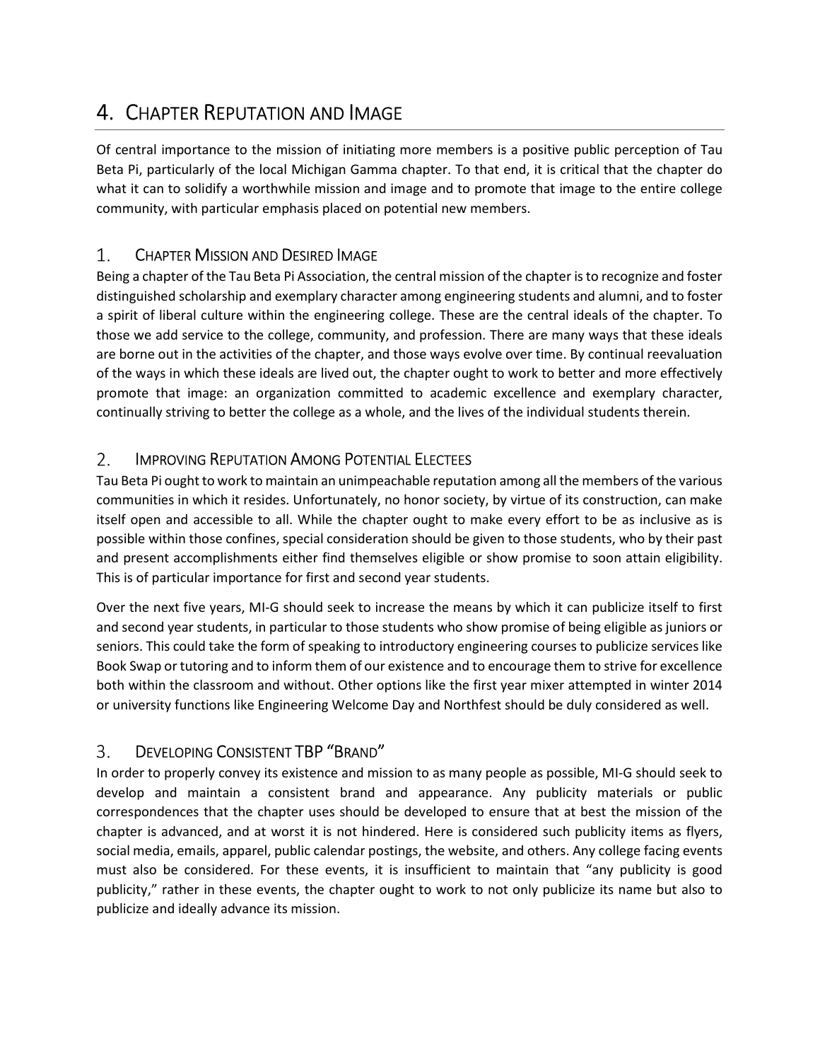# 4. Chapter Reputation and Image

Of central importance to the mission of initiating more members is a positive public perception of Tau Beta Pi, particularly of the local Michigan Gamma chapter. To that end, it is critical that the chapter do what it can to solidify a worthwhile mission and image and to promote that image to the entire college community, with particular emphasis placed on potential new members.

## 1. Chapter Mission and Desired Image

Being a chapter of the Tau Beta Pi Association, the central mission of the chapter is to recognize and foster distinguished scholarship and exemplary character among engineering students and alumni, and to foster a spirit of liberal culture within the engineering college. These are the central ideals of the chapter. To those we add service to the college, community, and profession. There are many ways that these ideals are borne out in the activities of the chapter, and those ways evolve over time. By continual reevaluation of the ways in which these ideals are lived out, the chapter ought to work to better and more effectively promote that image: an organization committed to academic excellence and exemplary character, continually striving to better the college as a whole, and the lives of the individual students therein.

## 2. Improving Reputation Among Potential Electees

Tau Beta Pi ought to work to maintain an unimpeachable reputation among all the members of the various communities in which it resides. Unfortunately, no honor society, by virtue of its construction, can make itself open and accessible to all. While the chapter ought to make every effort to be as inclusive as is possible within those confines, special consideration should be given to those students, who by their past and present accomplishments either find themselves eligible or show promise to soon attain eligibility. This is of particular importance for first and second year students.

Over the next five years, MI-G should seek to increase the means by which it can publicize itself to first and second year students, in particular to those students who show promise of being eligible as juniors or seniors. This could take the form of speaking to introductory engineering courses to publicize services like Book Swap or tutoring and to inform them of our existence and to encourage them to strive for excellence both within the classroom and without. Other options like the first year mixer attempted in winter 2014 or university functions like Engineering Welcome Day and Northfest should be duly considered as well.

## 3. Developing Consistent TBP "Brand"

In order to properly convey its existence and mission to as many people as possible, MI-G should seek to develop and maintain a consistent brand and appearance. Any publicity materials or public correspondences that the chapter uses should be developed to ensure that at best the mission of the chapter is advanced, and at worst it is not hindered. Here is considered such publicity items as flyers, social media, emails, apparel, public calendar postings, the website, and others. Any college facing events must also be considered. For these events, it is insufficient to maintain that "any publicity is good publicity," rather in these events, the chapter ought to work to not only publicize its name but also to publicize and ideally advance its mission.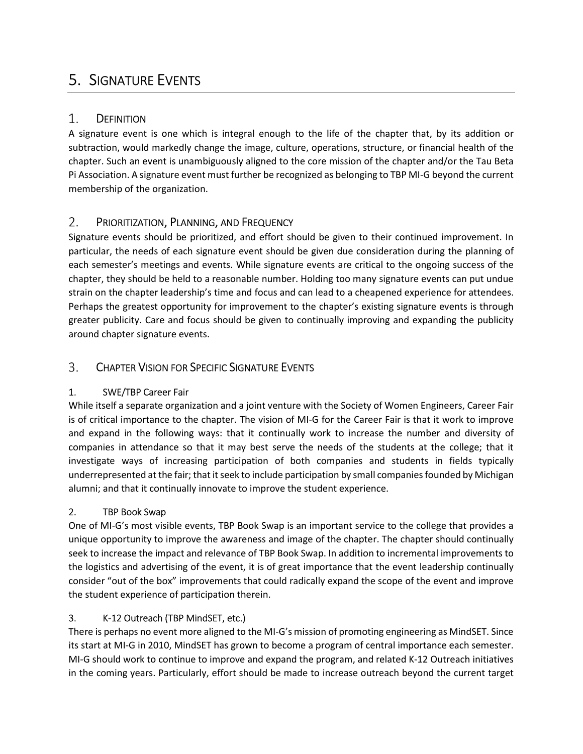# 5. Signature Events

## 1. Definition

A signature event is one which is integral enough to the life of the chapter that, by its addition or subtraction, would markedly change the image, culture, operations, structure, or financial health of the chapter. Such an event is unambiguously aligned to the core mission of the chapter and/or the Tau Beta Pi Association. A signature event must further be recognized as belonging to TBP MI-G beyond the current membership of the organization.

## 2. Prioritization, Planning, and Frequency

Signature events should be prioritized, and effort should be given to their continued improvement. In particular, the needs of each signature event should be given due consideration during the planning of each semester's meetings and events. While signature events are critical to the ongoing success of the chapter, they should be held to a reasonable number. Holding too many signature events can put undue strain on the chapter leadership's time and focus and can lead to a cheapened experience for attendees. Perhaps the greatest opportunity for improvement to the chapter's existing signature events is through greater publicity. Care and focus should be given to continually improving and expanding the publicity around chapter signature events.

## 3. Chapter Vision for Specific Signature Events

### 1. SWE/TBP Career Fair

While itself a separate organization and a joint venture with the Society of Women Engineers, Career Fair is of critical importance to the chapter. The vision of MI-G for the Career Fair is that it work to improve and expand in the following ways: that it continually work to increase the number and diversity of companies in attendance so that it may best serve the needs of the students at the college; that it investigate ways of increasing participation of both companies and students in fields typically underrepresented at the fair; that it seek to include participation by small companies founded by Michigan alumni; and that it continually innovate to improve the student experience.

### 2. TBP Book Swap

One of MI-G's most visible events, TBP Book Swap is an important service to the college that provides a unique opportunity to improve the awareness and image of the chapter. The chapter should continually seek to increase the impact and relevance of TBP Book Swap. In addition to incremental improvements to the logistics and advertising of the event, it is of great importance that the event leadership continually consider "out of the box" improvements that could radically expand the scope of the event and improve the student experience of participation therein.

### 3. K-12 Outreach (TBP MindSET, etc.)

There is perhaps no event more aligned to the MI-G's mission of promoting engineering as MindSET. Since its start at MI-G in 2010, MindSET has grown to become a program of central importance each semester. MI-G should work to continue to improve and expand the program, and related K-12 Outreach initiatives in the coming years. Particularly, effort should be made to increase outreach beyond the current target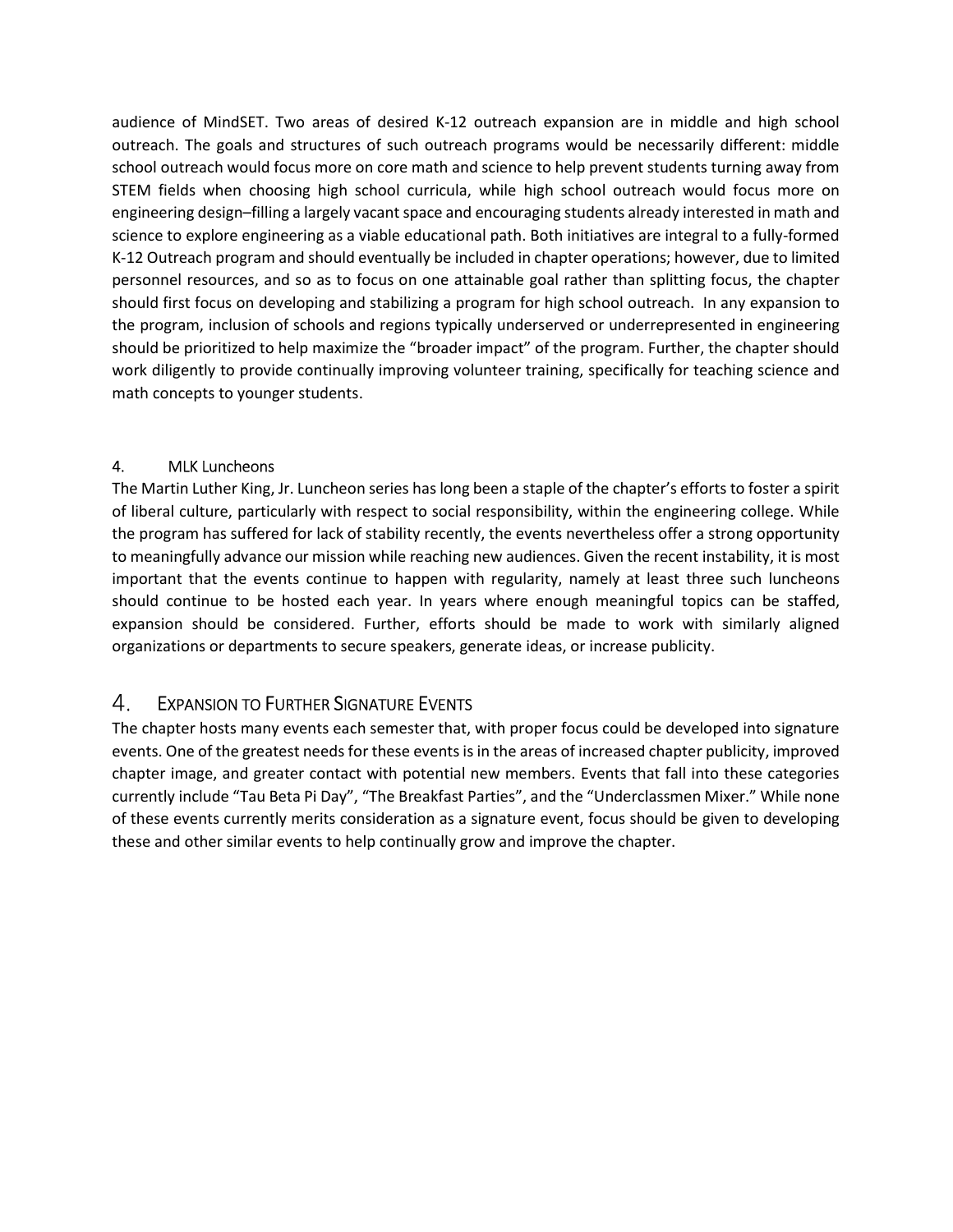audience of MindSET. Two areas of desired K-12 outreach expansion are in middle and high school outreach. The goals and structures of such outreach programs would be necessarily different: middle school outreach would focus more on core math and science to help prevent students turning away from STEM fields when choosing high school curricula, while high school outreach would focus more on engineering design–filling a largely vacant space and encouraging students already interested in math and science to explore engineering as a viable educational path. Both initiatives are integral to a fully-formed K-12 Outreach program and should eventually be included in chapter operations; however, due to limited personnel resources, and so as to focus on one attainable goal rather than splitting focus, the chapter should first focus on developing and stabilizing a program for high school outreach. In any expansion to the program, inclusion of schools and regions typically underserved or underrepresented in engineering should be prioritized to help maximize the "broader impact" of the program. Further, the chapter should work diligently to provide continually improving volunteer training, specifically for teaching science and math concepts to younger students.

### 4. MLK Luncheons

The Martin Luther King, Jr. Luncheon series has long been a staple of the chapter's efforts to foster a spirit of liberal culture, particularly with respect to social responsibility, within the engineering college. While the program has suffered for lack of stability recently, the events nevertheless offer a strong opportunity to meaningfully advance our mission while reaching new audiences. Given the recent instability, it is most important that the events continue to happen with regularity, namely at least three such luncheons should continue to be hosted each year. In years where enough meaningful topics can be staffed, expansion should be considered. Further, efforts should be made to work with similarly aligned organizations or departments to secure speakers, generate ideas, or increase publicity.

## 4. Expansion to Further Signature Events

The chapter hosts many events each semester that, with proper focus could be developed into signature events. One of the greatest needs for these events is in the areas of increased chapter publicity, improved chapter image, and greater contact with potential new members. Events that fall into these categories currently include "Tau Beta Pi Day", "The Breakfast Parties", and the "Underclassmen Mixer." While none of these events currently merits consideration as a signature event, focus should be given to developing these and other similar events to help continually grow and improve the chapter.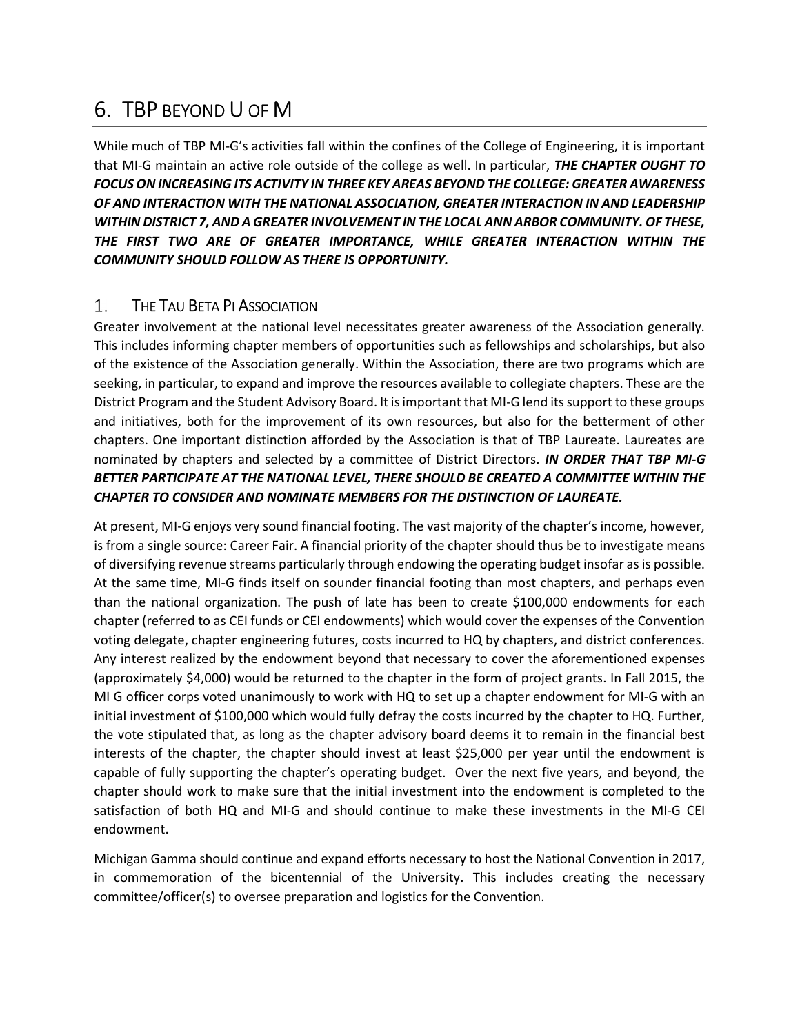# 6. TBP BEYOND U OF M

While much of TBP MI-G's activities fall within the confines of the College of Engineering, it is important that MI-G maintain an active role outside of the college as well. In particular, ***THE CHAPTER OUGHT TO FOCUS ON INCREASING ITS ACTIVITY IN THREE KEY AREAS BEYOND THE COLLEGE: GREATER AWARENESS OF AND INTERACTION WITH THE NATIONAL ASSOCIATION, GREATER INTERACTION IN AND LEADERSHIP WITHIN DISTRICT 7, AND A GREATER INVOLVEMENT IN THE LOCAL ANN ARBOR COMMUNITY. OF THESE, THE FIRST TWO ARE OF GREATER IMPORTANCE, WHILE GREATER INTERACTION WITHIN THE COMMUNITY SHOULD FOLLOW AS THERE IS OPPORTUNITY.***

## 1. THE TAU BETA PI ASSOCIATION

Greater involvement at the national level necessitates greater awareness of the Association generally. This includes informing chapter members of opportunities such as fellowships and scholarships, but also of the existence of the Association generally. Within the Association, there are two programs which are seeking, in particular, to expand and improve the resources available to collegiate chapters. These are the District Program and the Student Advisory Board. It is important that MI-G lend its support to these groups and initiatives, both for the improvement of its own resources, but also for the betterment of other chapters. One important distinction afforded by the Association is that of TBP Laureate. Laureates are nominated by chapters and selected by a committee of District Directors. ***IN ORDER THAT TBP MI-G BETTER PARTICIPATE AT THE NATIONAL LEVEL, THERE SHOULD BE CREATED A COMMITTEE WITHIN THE CHAPTER TO CONSIDER AND NOMINATE MEMBERS FOR THE DISTINCTION OF LAUREATE.***

At present, MI-G enjoys very sound financial footing. The vast majority of the chapter's income, however, is from a single source: Career Fair. A financial priority of the chapter should thus be to investigate means of diversifying revenue streams particularly through endowing the operating budget insofar as is possible. At the same time, MI-G finds itself on sounder financial footing than most chapters, and perhaps even than the national organization. The push of late has been to create $100,000 endowments for each chapter (referred to as CEI funds or CEI endowments) which would cover the expenses of the Convention voting delegate, chapter engineering futures, costs incurred to HQ by chapters, and district conferences. Any interest realized by the endowment beyond that necessary to cover the aforementioned expenses (approximately $4,000) would be returned to the chapter in the form of project grants. In Fall 2015, the MI G officer corps voted unanimously to work with HQ to set up a chapter endowment for MI-G with an initial investment of $100,000 which would fully defray the costs incurred by the chapter to HQ. Further, the vote stipulated that, as long as the chapter advisory board deems it to remain in the financial best interests of the chapter, the chapter should invest at least $25,000 per year until the endowment is capable of fully supporting the chapter's operating budget. Over the next five years, and beyond, the chapter should work to make sure that the initial investment into the endowment is completed to the satisfaction of both HQ and MI-G and should continue to make these investments in the MI-G CEI endowment.

Michigan Gamma should continue and expand efforts necessary to host the National Convention in 2017, in commemoration of the bicentennial of the University. This includes creating the necessary committee/officer(s) to oversee preparation and logistics for the Convention.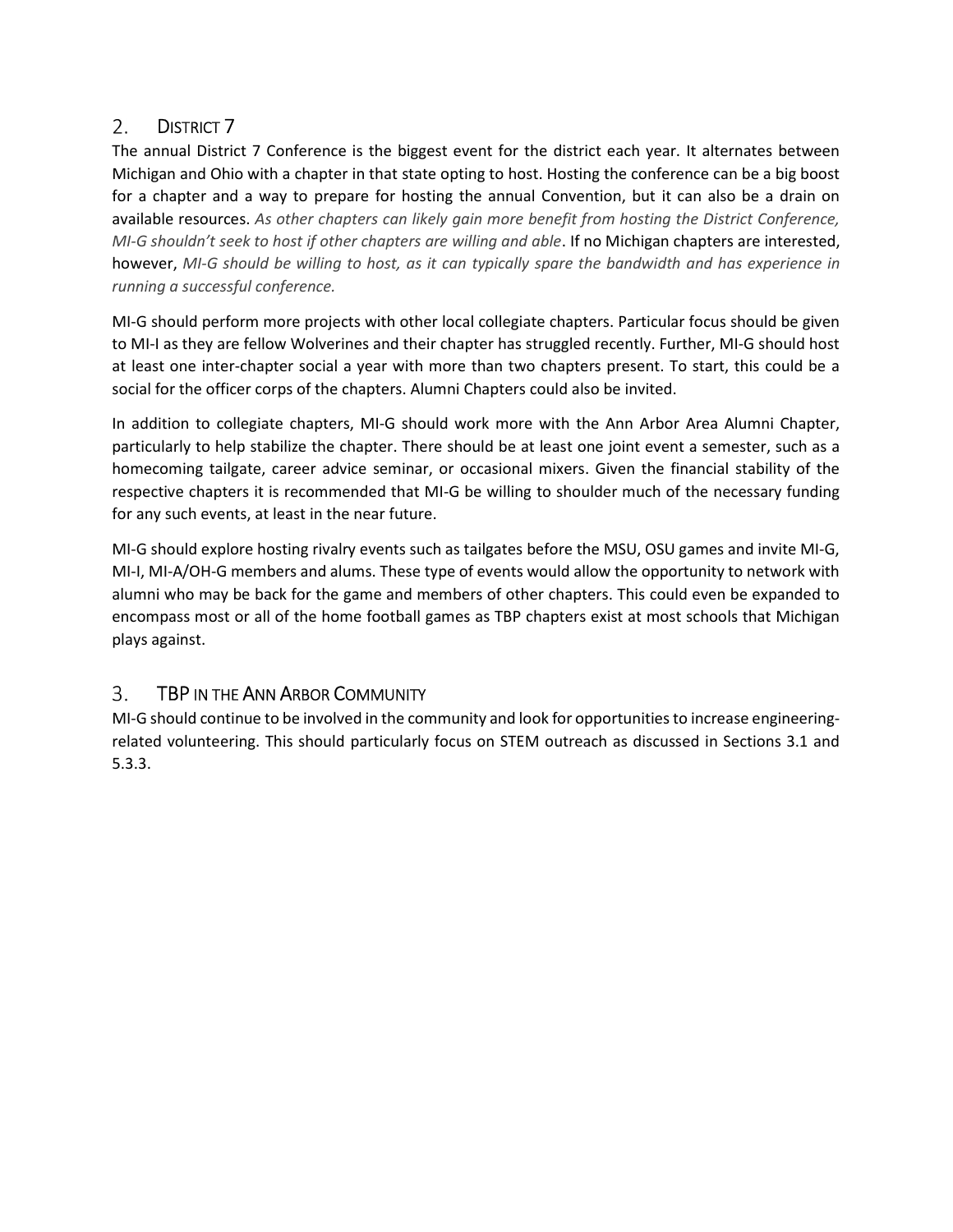## 2. District 7

The annual District 7 Conference is the biggest event for the district each year. It alternates between Michigan and Ohio with a chapter in that state opting to host. Hosting the conference can be a big boost for a chapter and a way to prepare for hosting the annual Convention, but it can also be a drain on available resources. *As other chapters can likely gain more benefit from hosting the District Conference, MI-G shouldn't seek to host if other chapters are willing and able*. If no Michigan chapters are interested, however, *MI-G should be willing to host, as it can typically spare the bandwidth and has experience in running a successful conference.*

MI-G should perform more projects with other local collegiate chapters. Particular focus should be given to MI-I as they are fellow Wolverines and their chapter has struggled recently. Further, MI-G should host at least one inter-chapter social a year with more than two chapters present. To start, this could be a social for the officer corps of the chapters. Alumni Chapters could also be invited.

In addition to collegiate chapters, MI-G should work more with the Ann Arbor Area Alumni Chapter, particularly to help stabilize the chapter. There should be at least one joint event a semester, such as a homecoming tailgate, career advice seminar, or occasional mixers. Given the financial stability of the respective chapters it is recommended that MI-G be willing to shoulder much of the necessary funding for any such events, at least in the near future.

MI-G should explore hosting rivalry events such as tailgates before the MSU, OSU games and invite MI-G, MI-I, MI-A/OH-G members and alums. These type of events would allow the opportunity to network with alumni who may be back for the game and members of other chapters. This could even be expanded to encompass most or all of the home football games as TBP chapters exist at most schools that Michigan plays against.

## 3. TBP in the Ann Arbor Community

MI-G should continue to be involved in the community and look for opportunities to increase engineering-related volunteering. This should particularly focus on STEM outreach as discussed in Sections 3.1 and 5.3.3.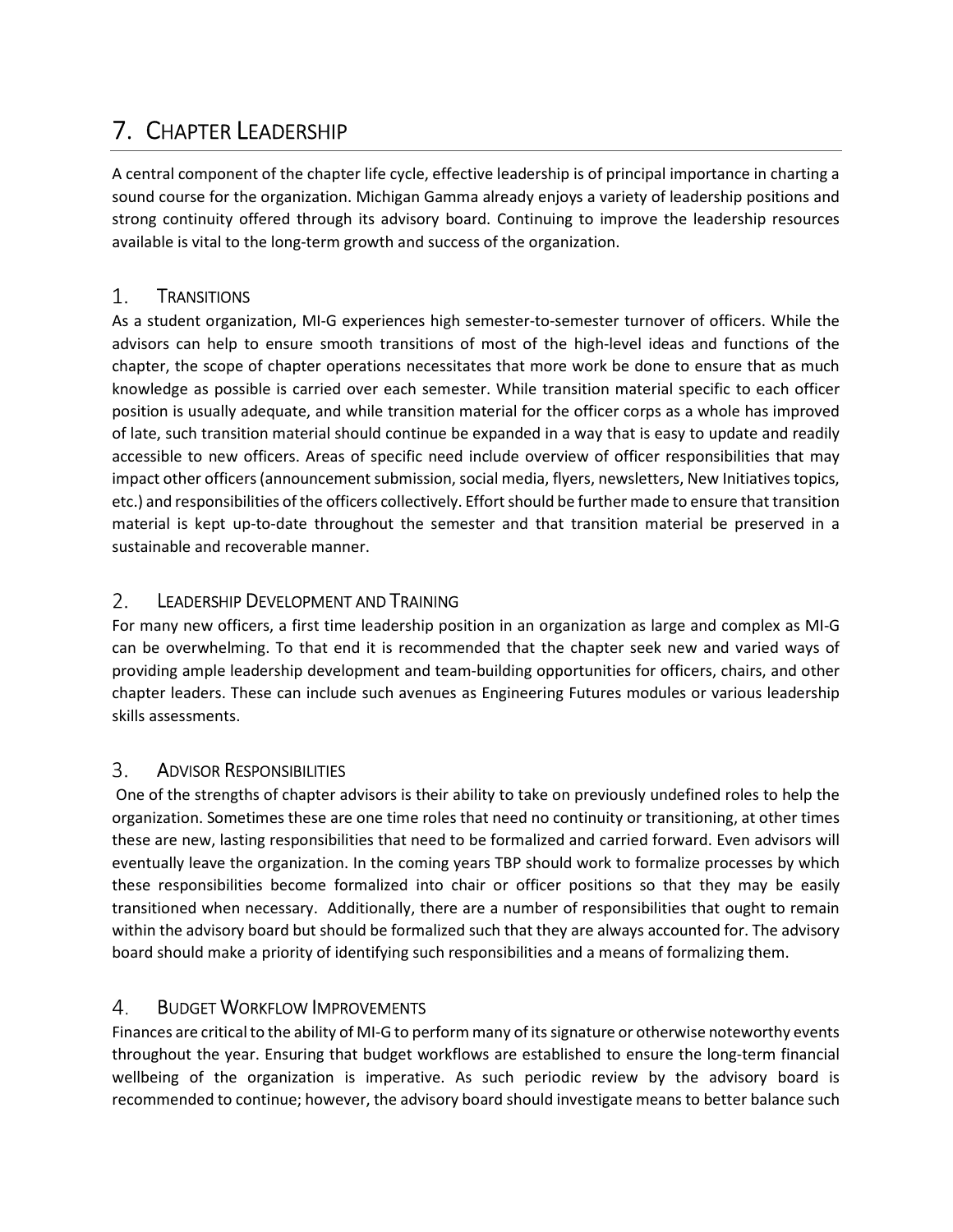# 7. Chapter Leadership

A central component of the chapter life cycle, effective leadership is of principal importance in charting a sound course for the organization. Michigan Gamma already enjoys a variety of leadership positions and strong continuity offered through its advisory board. Continuing to improve the leadership resources available is vital to the long-term growth and success of the organization.

## 1. Transitions

As a student organization, MI-G experiences high semester-to-semester turnover of officers. While the advisors can help to ensure smooth transitions of most of the high-level ideas and functions of the chapter, the scope of chapter operations necessitates that more work be done to ensure that as much knowledge as possible is carried over each semester. While transition material specific to each officer position is usually adequate, and while transition material for the officer corps as a whole has improved of late, such transition material should continue be expanded in a way that is easy to update and readily accessible to new officers. Areas of specific need include overview of officer responsibilities that may impact other officers (announcement submission, social media, flyers, newsletters, New Initiatives topics, etc.) and responsibilities of the officers collectively. Effort should be further made to ensure that transition material is kept up-to-date throughout the semester and that transition material be preserved in a sustainable and recoverable manner.

## 2. Leadership Development and Training

For many new officers, a first time leadership position in an organization as large and complex as MI-G can be overwhelming. To that end it is recommended that the chapter seek new and varied ways of providing ample leadership development and team-building opportunities for officers, chairs, and other chapter leaders. These can include such avenues as Engineering Futures modules or various leadership skills assessments.

## 3. Advisor Responsibilities

One of the strengths of chapter advisors is their ability to take on previously undefined roles to help the organization. Sometimes these are one time roles that need no continuity or transitioning, at other times these are new, lasting responsibilities that need to be formalized and carried forward. Even advisors will eventually leave the organization. In the coming years TBP should work to formalize processes by which these responsibilities become formalized into chair or officer positions so that they may be easily transitioned when necessary. Additionally, there are a number of responsibilities that ought to remain within the advisory board but should be formalized such that they are always accounted for. The advisory board should make a priority of identifying such responsibilities and a means of formalizing them.

## 4. Budget Workflow Improvements

Finances are critical to the ability of MI-G to perform many of its signature or otherwise noteworthy events throughout the year. Ensuring that budget workflows are established to ensure the long-term financial wellbeing of the organization is imperative. As such periodic review by the advisory board is recommended to continue; however, the advisory board should investigate means to better balance such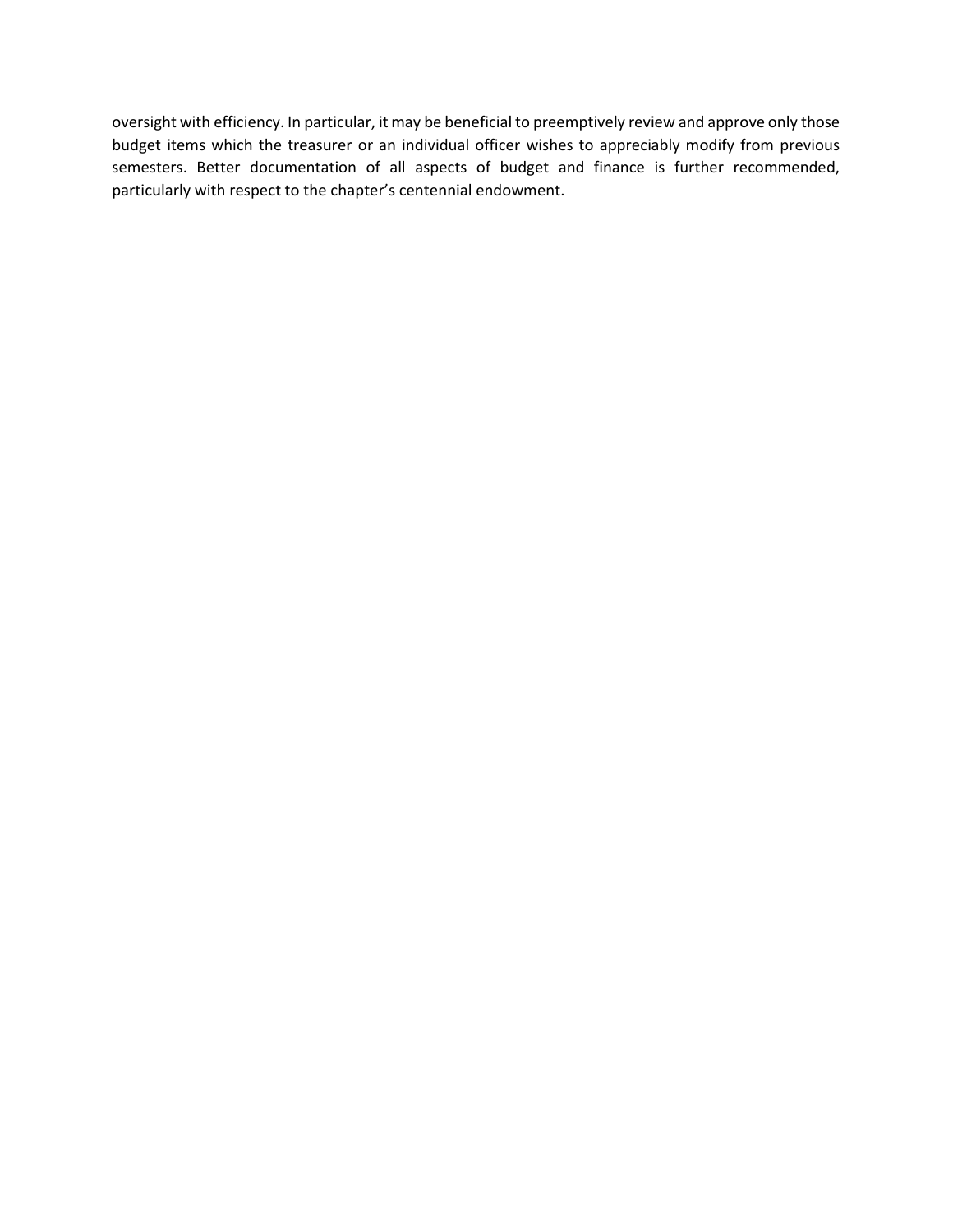oversight with efficiency. In particular, it may be beneficial to preemptively review and approve only those budget items which the treasurer or an individual officer wishes to appreciably modify from previous semesters. Better documentation of all aspects of budget and finance is further recommended, particularly with respect to the chapter's centennial endowment.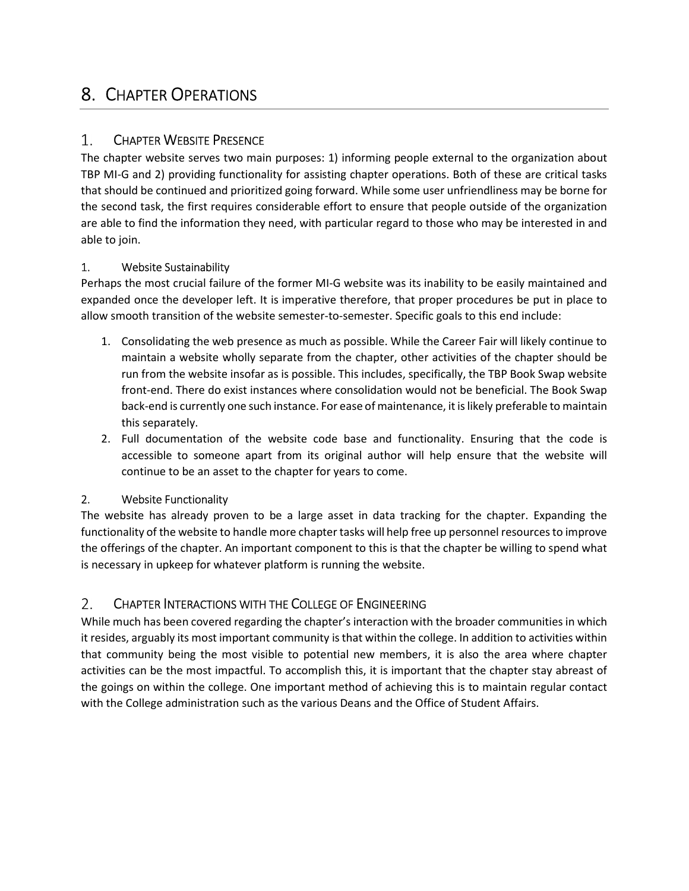# 8. Chapter Operations

## 1. Chapter Website Presence

The chapter website serves two main purposes: 1) informing people external to the organization about TBP MI-G and 2) providing functionality for assisting chapter operations. Both of these are critical tasks that should be continued and prioritized going forward. While some user unfriendliness may be borne for the second task, the first requires considerable effort to ensure that people outside of the organization are able to find the information they need, with particular regard to those who may be interested in and able to join.

### 1. Website Sustainability

Perhaps the most crucial failure of the former MI-G website was its inability to be easily maintained and expanded once the developer left. It is imperative therefore, that proper procedures be put in place to allow smooth transition of the website semester-to-semester. Specific goals to this end include:

1. Consolidating the web presence as much as possible. While the Career Fair will likely continue to maintain a website wholly separate from the chapter, other activities of the chapter should be run from the website insofar as is possible. This includes, specifically, the TBP Book Swap website front-end. There do exist instances where consolidation would not be beneficial. The Book Swap back-end is currently one such instance. For ease of maintenance, it is likely preferable to maintain this separately.
2. Full documentation of the website code base and functionality. Ensuring that the code is accessible to someone apart from its original author will help ensure that the website will continue to be an asset to the chapter for years to come.

### 2. Website Functionality

The website has already proven to be a large asset in data tracking for the chapter. Expanding the functionality of the website to handle more chapter tasks will help free up personnel resources to improve the offerings of the chapter. An important component to this is that the chapter be willing to spend what is necessary in upkeep for whatever platform is running the website.

## 2. Chapter Interactions with the College of Engineering

While much has been covered regarding the chapter's interaction with the broader communities in which it resides, arguably its most important community is that within the college. In addition to activities within that community being the most visible to potential new members, it is also the area where chapter activities can be the most impactful. To accomplish this, it is important that the chapter stay abreast of the goings on within the college. One important method of achieving this is to maintain regular contact with the College administration such as the various Deans and the Office of Student Affairs.